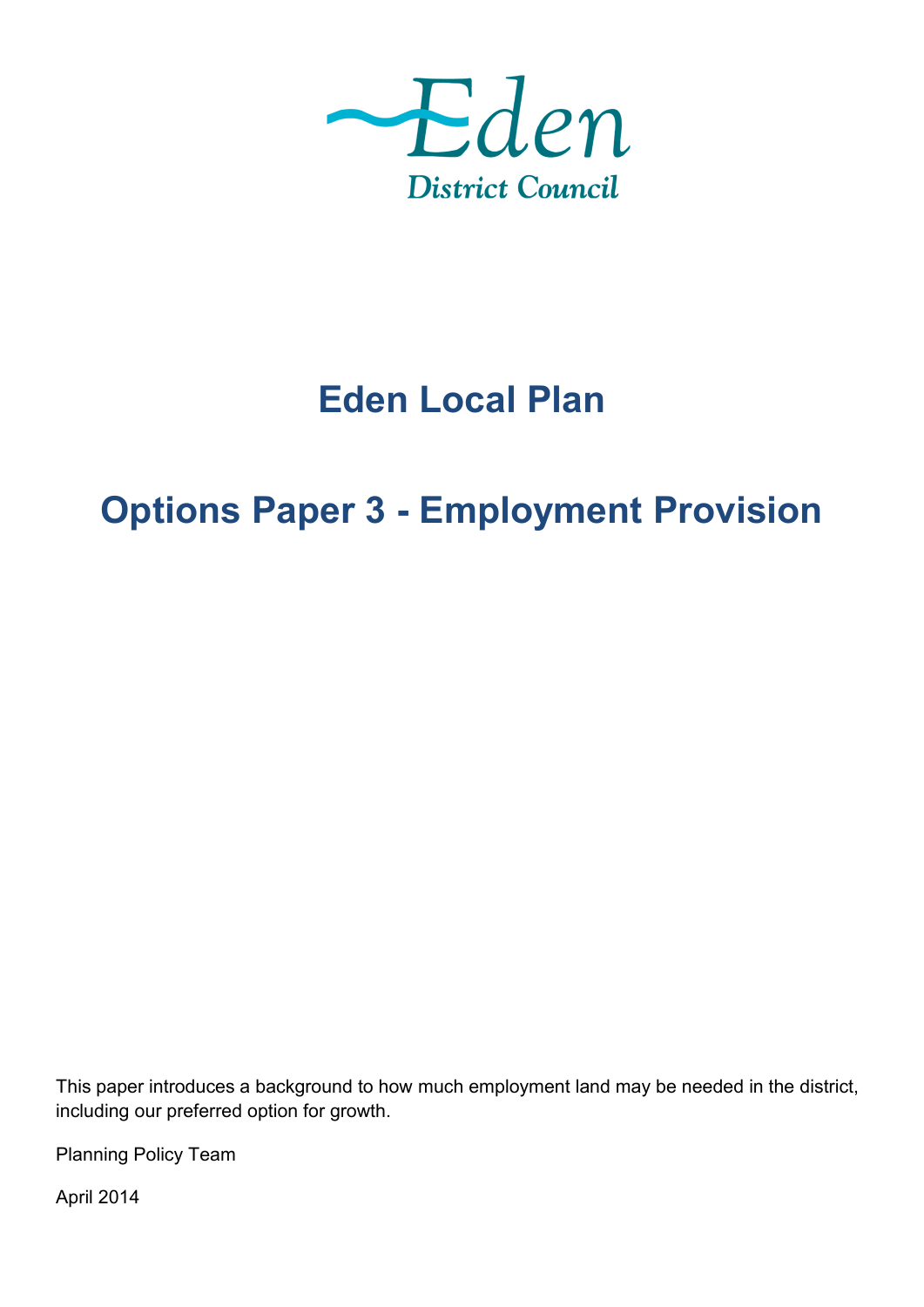Eden
District Council

# Eden Local Plan

# Options Paper 3 - Employment Provision

This paper introduces a background to how much employment land may be needed in the district, including our preferred option for growth.

Planning Policy Team

April 2014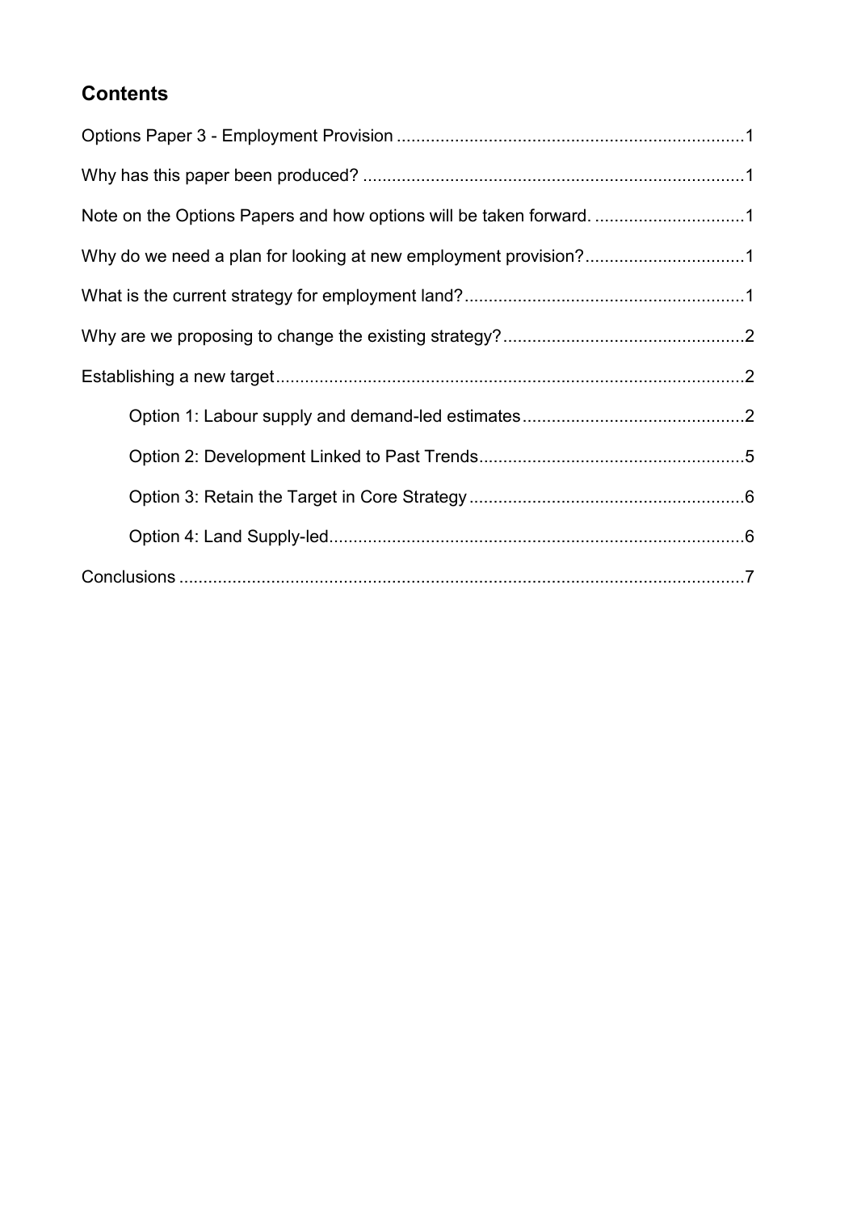## Contents

Options Paper 3 - Employment Provision .......................................................................1

Why has this paper been produced? ..............................................................................1

Note on the Options Papers and how options will be taken forward. ...............................1

Why do we need a plan for looking at new employment provision?................................1

What is the current strategy for employment land?.........................................................1

Why are we proposing to change the existing strategy?.................................................2

Establishing a new target.................................................................................................2

- Option 1: Labour supply and demand-led estimates.............................................2
- Option 2: Development Linked to Past Trends......................................................5
- Option 3: Retain the Target in Core Strategy........................................................6
- Option 4: Land Supply-led.....................................................................................6

Conclusions ....................................................................................................................7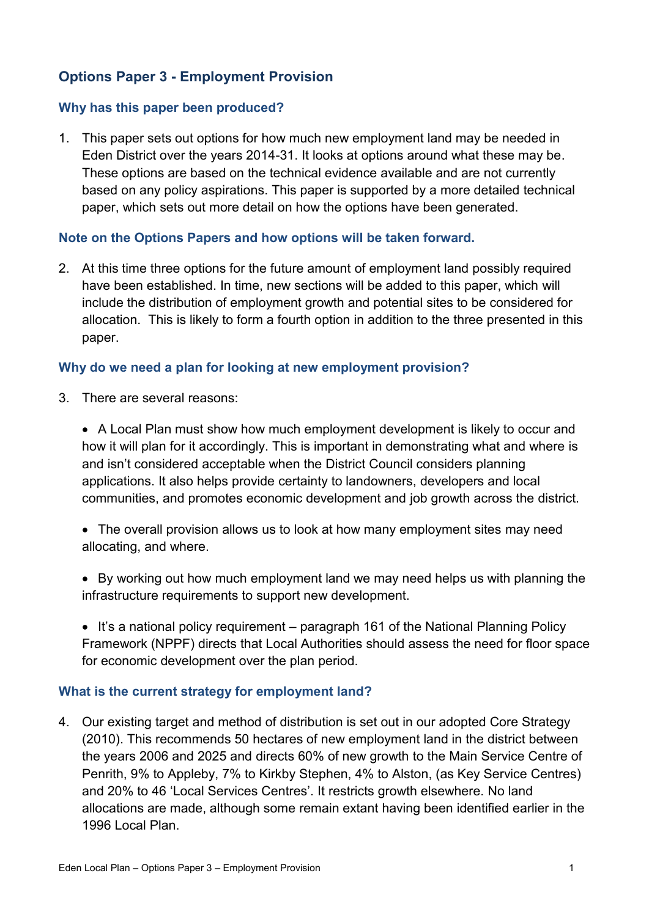## Options Paper 3 - Employment Provision

### Why has this paper been produced?

1. This paper sets out options for how much new employment land may be needed in Eden District over the years 2014-31. It looks at options around what these may be. These options are based on the technical evidence available and are not currently based on any policy aspirations. This paper is supported by a more detailed technical paper, which sets out more detail on how the options have been generated.

### Note on the Options Papers and how options will be taken forward.

2. At this time three options for the future amount of employment land possibly required have been established. In time, new sections will be added to this paper, which will include the distribution of employment growth and potential sites to be considered for allocation. This is likely to form a fourth option in addition to the three presented in this paper.

### Why do we need a plan for looking at new employment provision?

3. There are several reasons:

   - A Local Plan must show how much employment development is likely to occur and how it will plan for it accordingly. This is important in demonstrating what and where is and isn't considered acceptable when the District Council considers planning applications. It also helps provide certainty to landowners, developers and local communities, and promotes economic development and job growth across the district.

   - The overall provision allows us to look at how many employment sites may need allocating, and where.

   - By working out how much employment land we may need helps us with planning the infrastructure requirements to support new development.

   - It's a national policy requirement – paragraph 161 of the National Planning Policy Framework (NPPF) directs that Local Authorities should assess the need for floor space for economic development over the plan period.

### What is the current strategy for employment land?

4. Our existing target and method of distribution is set out in our adopted Core Strategy (2010). This recommends 50 hectares of new employment land in the district between the years 2006 and 2025 and directs 60% of new growth to the Main Service Centre of Penrith, 9% to Appleby, 7% to Kirkby Stephen, 4% to Alston, (as Key Service Centres) and 20% to 46 'Local Services Centres'. It restricts growth elsewhere. No land allocations are made, although some remain extant having been identified earlier in the 1996 Local Plan.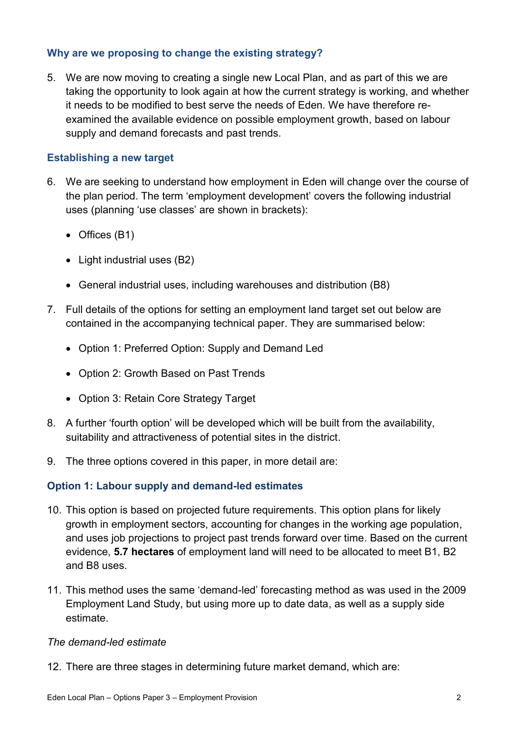### Why are we proposing to change the existing strategy?

5. We are now moving to creating a single new Local Plan, and as part of this we are taking the opportunity to look again at how the current strategy is working, and whether it needs to be modified to best serve the needs of Eden. We have therefore re-examined the available evidence on possible employment growth, based on labour supply and demand forecasts and past trends.

### Establishing a new target

6. We are seeking to understand how employment in Eden will change over the course of the plan period. The term 'employment development' covers the following industrial uses (planning 'use classes' are shown in brackets):

   - Offices (B1)
   - Light industrial uses (B2)
   - General industrial uses, including warehouses and distribution (B8)

7. Full details of the options for setting an employment land target set out below are contained in the accompanying technical paper. They are summarised below:

   - Option 1: Preferred Option: Supply and Demand Led
   - Option 2: Growth Based on Past Trends
   - Option 3: Retain Core Strategy Target

8. A further 'fourth option' will be developed which will be built from the availability, suitability and attractiveness of potential sites in the district.

9. The three options covered in this paper, in more detail are:

### Option 1: Labour supply and demand-led estimates

10. This option is based on projected future requirements. This option plans for likely growth in employment sectors, accounting for changes in the working age population, and uses job projections to project past trends forward over time. Based on the current evidence, **5.7 hectares** of employment land will need to be allocated to meet B1, B2 and B8 uses.

11. This method uses the same 'demand-led' forecasting method as was used in the 2009 Employment Land Study, but using more up to date data, as well as a supply side estimate.

*The demand-led estimate*

12. There are three stages in determining future market demand, which are: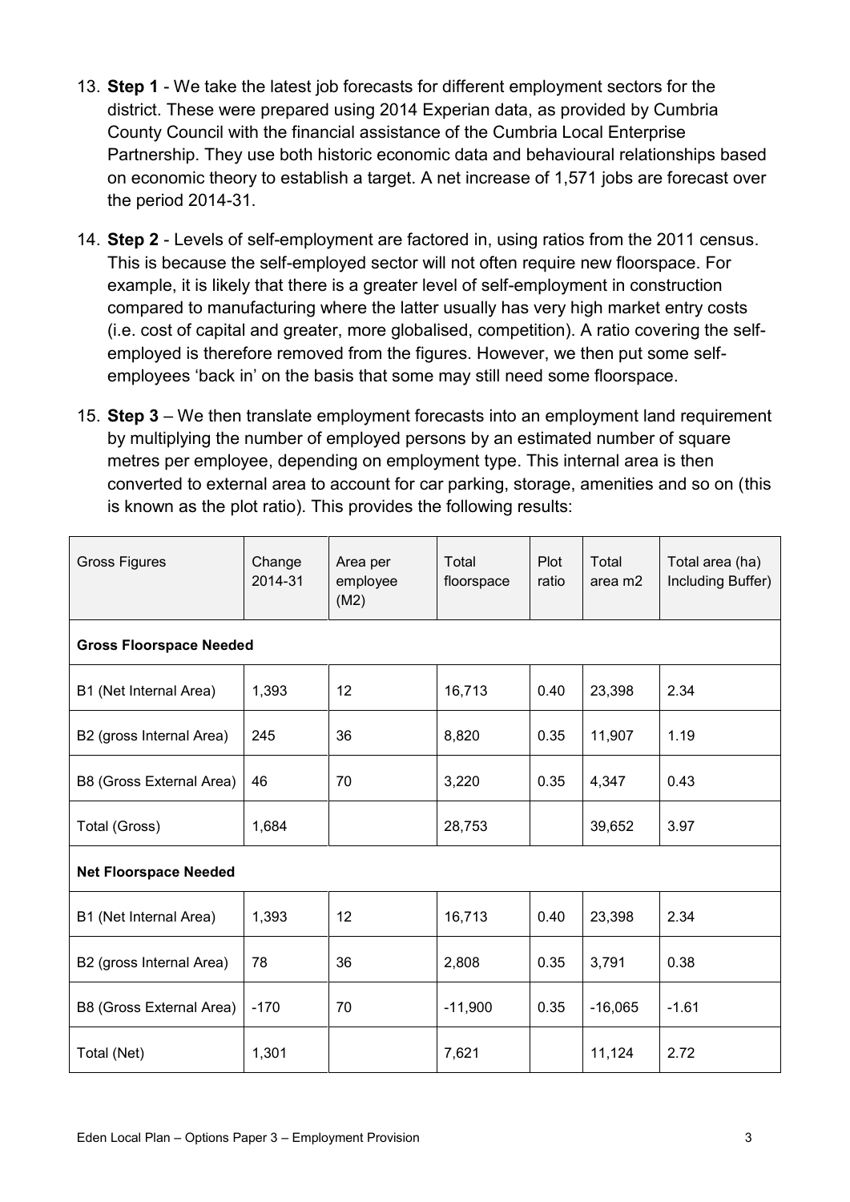13. **Step 1** - We take the latest job forecasts for different employment sectors for the district. These were prepared using 2014 Experian data, as provided by Cumbria County Council with the financial assistance of the Cumbria Local Enterprise Partnership. They use both historic economic data and behavioural relationships based on economic theory to establish a target. A net increase of 1,571 jobs are forecast over the period 2014-31.

14. **Step 2** - Levels of self-employment are factored in, using ratios from the 2011 census. This is because the self-employed sector will not often require new floorspace. For example, it is likely that there is a greater level of self-employment in construction compared to manufacturing where the latter usually has very high market entry costs (i.e. cost of capital and greater, more globalised, competition). A ratio covering the self-employed is therefore removed from the figures. However, we then put some self-employees 'back in' on the basis that some may still need some floorspace.

15. **Step 3** – We then translate employment forecasts into an employment land requirement by multiplying the number of employed persons by an estimated number of square metres per employee, depending on employment type. This internal area is then converted to external area to account for car parking, storage, amenities and so on (this is known as the plot ratio). This provides the following results:

| Gross Figures | Change 2014-31 | Area per employee (M2) | Total floorspace | Plot ratio | Total area m2 | Total area (ha) Including Buffer) |
|---|---|---|---|---|---|---|
| **Gross Floorspace Needed** | | | | | | |
| B1 (Net Internal Area) | 1,393 | 12 | 16,713 | 0.40 | 23,398 | 2.34 |
| B2 (gross Internal Area) | 245 | 36 | 8,820 | 0.35 | 11,907 | 1.19 |
| B8 (Gross External Area) | 46 | 70 | 3,220 | 0.35 | 4,347 | 0.43 |
| Total (Gross) | 1,684 | | 28,753 | | 39,652 | 3.97 |
| **Net Floorspace Needed** | | | | | | |
| B1 (Net Internal Area) | 1,393 | 12 | 16,713 | 0.40 | 23,398 | 2.34 |
| B2 (gross Internal Area) | 78 | 36 | 2,808 | 0.35 | 3,791 | 0.38 |
| B8 (Gross External Area) | -170 | 70 | -11,900 | 0.35 | -16,065 | -1.61 |
| Total (Net) | 1,301 | | 7,621 | | 11,124 | 2.72 |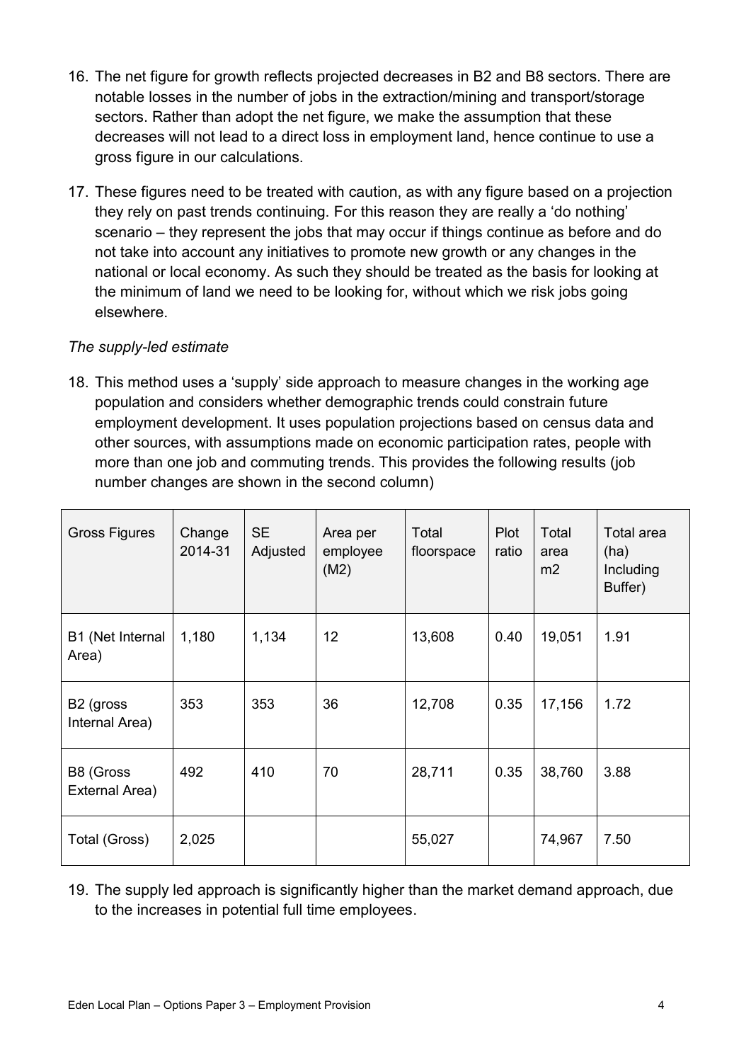16. The net figure for growth reflects projected decreases in B2 and B8 sectors. There are notable losses in the number of jobs in the extraction/mining and transport/storage sectors. Rather than adopt the net figure, we make the assumption that these decreases will not lead to a direct loss in employment land, hence continue to use a gross figure in our calculations.

17. These figures need to be treated with caution, as with any figure based on a projection they rely on past trends continuing. For this reason they are really a 'do nothing' scenario – they represent the jobs that may occur if things continue as before and do not take into account any initiatives to promote new growth or any changes in the national or local economy. As such they should be treated as the basis for looking at the minimum of land we need to be looking for, without which we risk jobs going elsewhere.

*The supply-led estimate*

18. This method uses a 'supply' side approach to measure changes in the working age population and considers whether demographic trends could constrain future employment development. It uses population projections based on census data and other sources, with assumptions made on economic participation rates, people with more than one job and commuting trends. This provides the following results (job number changes are shown in the second column)

| Gross Figures | Change 2014-31 | SE Adjusted | Area per employee (M2) | Total floorspace | Plot ratio | Total area m2 | Total area (ha) Including Buffer) |
|---|---|---|---|---|---|---|---|
| B1 (Net Internal Area) | 1,180 | 1,134 | 12 | 13,608 | 0.40 | 19,051 | 1.91 |
| B2 (gross Internal Area) | 353 | 353 | 36 | 12,708 | 0.35 | 17,156 | 1.72 |
| B8 (Gross External Area) | 492 | 410 | 70 | 28,711 | 0.35 | 38,760 | 3.88 |
| Total (Gross) | 2,025 | | | 55,027 | | 74,967 | 7.50 |

19. The supply led approach is significantly higher than the market demand approach, due to the increases in potential full time employees.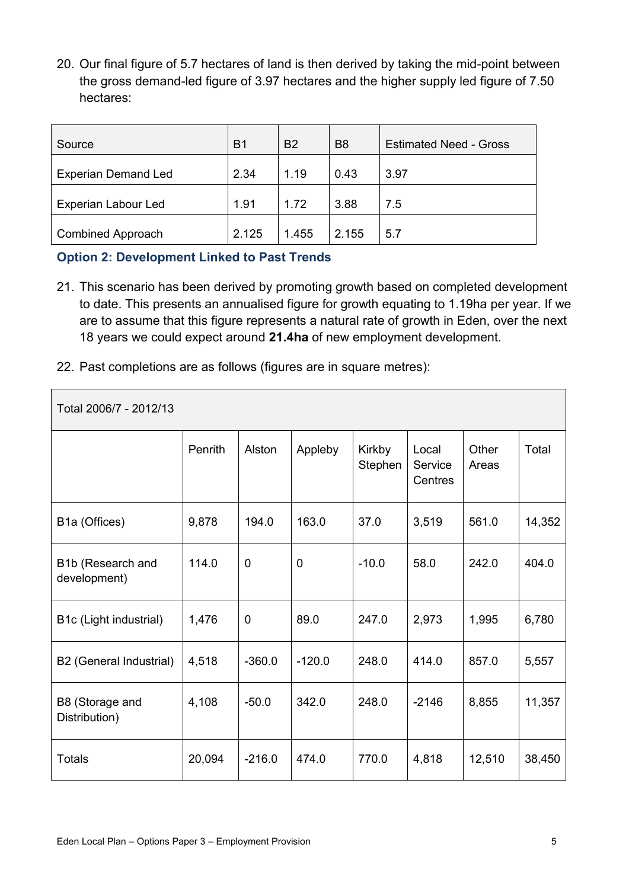20. Our final figure of 5.7 hectares of land is then derived by taking the mid-point between the gross demand-led figure of 3.97 hectares and the higher supply led figure of 7.50 hectares:

| Source | B1 | B2 | B8 | Estimated Need - Gross |
|---|---|---|---|---|
| Experian Demand Led | 2.34 | 1.19 | 0.43 | 3.97 |
| Experian Labour Led | 1.91 | 1.72 | 3.88 | 7.5 |
| Combined Approach | 2.125 | 1.455 | 2.155 | 5.7 |

### Option 2: Development Linked to Past Trends

21. This scenario has been derived by promoting growth based on completed development to date. This presents an annualised figure for growth equating to 1.19ha per year. If we are to assume that this figure represents a natural rate of growth in Eden, over the next 18 years we could expect around **21.4ha** of new employment development.

22. Past completions are as follows (figures are in square metres):

| Total 2006/7 - 2012/13 | | | | | | | |
|---|---|---|---|---|---|---|---|
| | Penrith | Alston | Appleby | Kirkby Stephen | Local Service Centres | Other Areas | Total |
| B1a (Offices) | 9,878 | 194.0 | 163.0 | 37.0 | 3,519 | 561.0 | 14,352 |
| B1b (Research and development) | 114.0 | 0 | 0 | -10.0 | 58.0 | 242.0 | 404.0 |
| B1c (Light industrial) | 1,476 | 0 | 89.0 | 247.0 | 2,973 | 1,995 | 6,780 |
| B2 (General Industrial) | 4,518 | -360.0 | -120.0 | 248.0 | 414.0 | 857.0 | 5,557 |
| B8 (Storage and Distribution) | 4,108 | -50.0 | 342.0 | 248.0 | -2146 | 8,855 | 11,357 |
| Totals | 20,094 | -216.0 | 474.0 | 770.0 | 4,818 | 12,510 | 38,450 |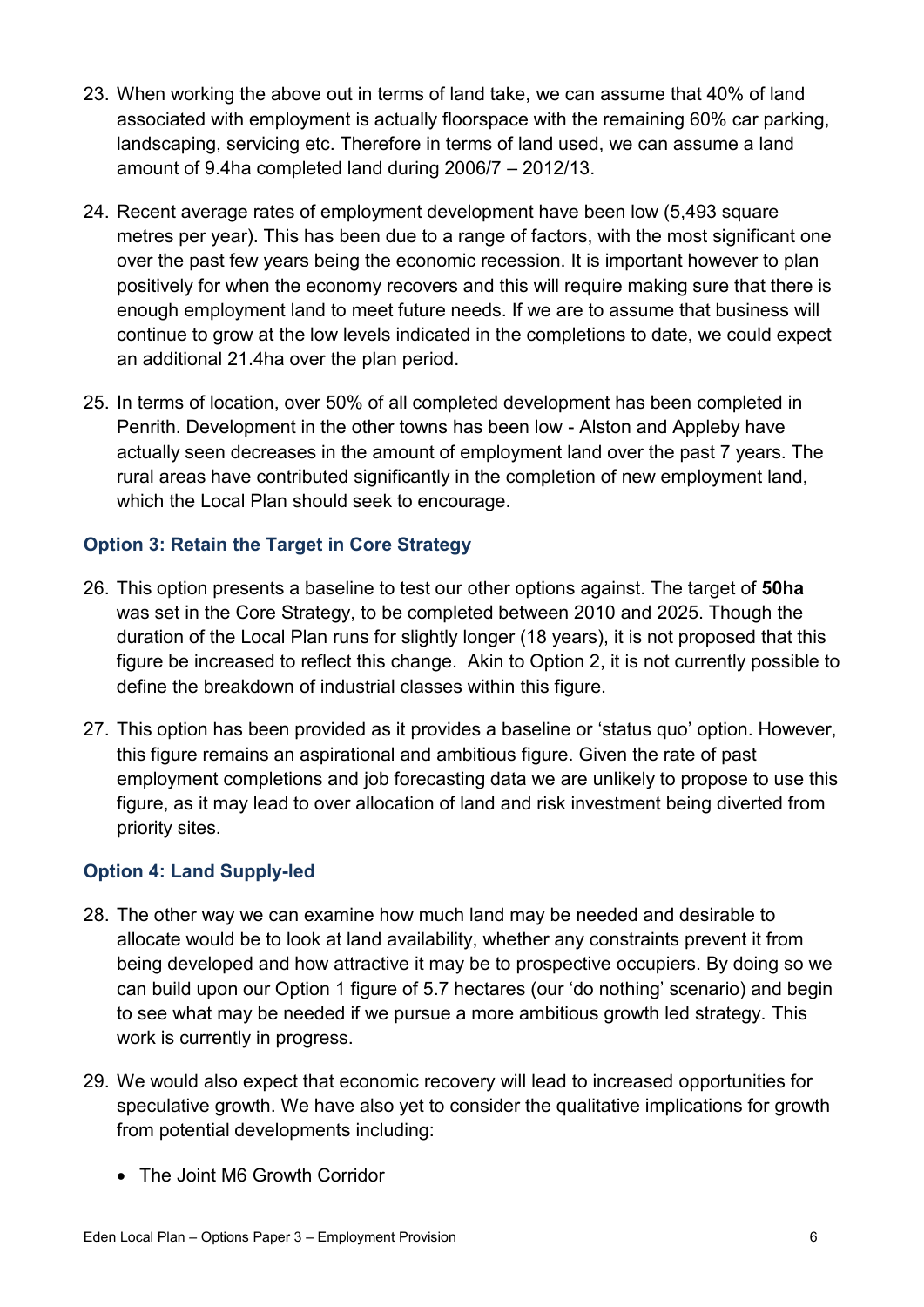23. When working the above out in terms of land take, we can assume that 40% of land associated with employment is actually floorspace with the remaining 60% car parking, landscaping, servicing etc. Therefore in terms of land used, we can assume a land amount of 9.4ha completed land during 2006/7 – 2012/13.

24. Recent average rates of employment development have been low (5,493 square metres per year). This has been due to a range of factors, with the most significant one over the past few years being the economic recession. It is important however to plan positively for when the economy recovers and this will require making sure that there is enough employment land to meet future needs. If we are to assume that business will continue to grow at the low levels indicated in the completions to date, we could expect an additional 21.4ha over the plan period.

25. In terms of location, over 50% of all completed development has been completed in Penrith. Development in the other towns has been low - Alston and Appleby have actually seen decreases in the amount of employment land over the past 7 years. The rural areas have contributed significantly in the completion of new employment land, which the Local Plan should seek to encourage.

### Option 3: Retain the Target in Core Strategy

26. This option presents a baseline to test our other options against. The target of **50ha** was set in the Core Strategy, to be completed between 2010 and 2025. Though the duration of the Local Plan runs for slightly longer (18 years), it is not proposed that this figure be increased to reflect this change. Akin to Option 2, it is not currently possible to define the breakdown of industrial classes within this figure.

27. This option has been provided as it provides a baseline or 'status quo' option. However, this figure remains an aspirational and ambitious figure. Given the rate of past employment completions and job forecasting data we are unlikely to propose to use this figure, as it may lead to over allocation of land and risk investment being diverted from priority sites.

### Option 4: Land Supply-led

28. The other way we can examine how much land may be needed and desirable to allocate would be to look at land availability, whether any constraints prevent it from being developed and how attractive it may be to prospective occupiers. By doing so we can build upon our Option 1 figure of 5.7 hectares (our 'do nothing' scenario) and begin to see what may be needed if we pursue a more ambitious growth led strategy. This work is currently in progress.

29. We would also expect that economic recovery will lead to increased opportunities for speculative growth. We have also yet to consider the qualitative implications for growth from potential developments including:

    - The Joint M6 Growth Corridor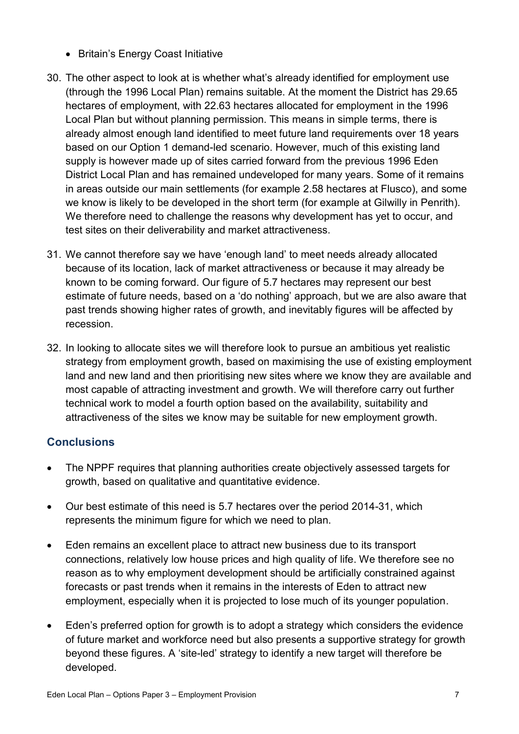- Britain's Energy Coast Initiative

30. The other aspect to look at is whether what's already identified for employment use (through the 1996 Local Plan) remains suitable. At the moment the District has 29.65 hectares of employment, with 22.63 hectares allocated for employment in the 1996 Local Plan but without planning permission. This means in simple terms, there is already almost enough land identified to meet future land requirements over 18 years based on our Option 1 demand-led scenario. However, much of this existing land supply is however made up of sites carried forward from the previous 1996 Eden District Local Plan and has remained undeveloped for many years. Some of it remains in areas outside our main settlements (for example 2.58 hectares at Flusco), and some we know is likely to be developed in the short term (for example at Gilwilly in Penrith). We therefore need to challenge the reasons why development has yet to occur, and test sites on their deliverability and market attractiveness.

31. We cannot therefore say we have 'enough land' to meet needs already allocated because of its location, lack of market attractiveness or because it may already be known to be coming forward. Our figure of 5.7 hectares may represent our best estimate of future needs, based on a 'do nothing' approach, but we are also aware that past trends showing higher rates of growth, and inevitably figures will be affected by recession.

32. In looking to allocate sites we will therefore look to pursue an ambitious yet realistic strategy from employment growth, based on maximising the use of existing employment land and new land and then prioritising new sites where we know they are available and most capable of attracting investment and growth. We will therefore carry out further technical work to model a fourth option based on the availability, suitability and attractiveness of the sites we know may be suitable for new employment growth.

## Conclusions

- The NPPF requires that planning authorities create objectively assessed targets for growth, based on qualitative and quantitative evidence.
- Our best estimate of this need is 5.7 hectares over the period 2014-31, which represents the minimum figure for which we need to plan.
- Eden remains an excellent place to attract new business due to its transport connections, relatively low house prices and high quality of life. We therefore see no reason as to why employment development should be artificially constrained against forecasts or past trends when it remains in the interests of Eden to attract new employment, especially when it is projected to lose much of its younger population.
- Eden's preferred option for growth is to adopt a strategy which considers the evidence of future market and workforce need but also presents a supportive strategy for growth beyond these figures. A 'site-led' strategy to identify a new target will therefore be developed.